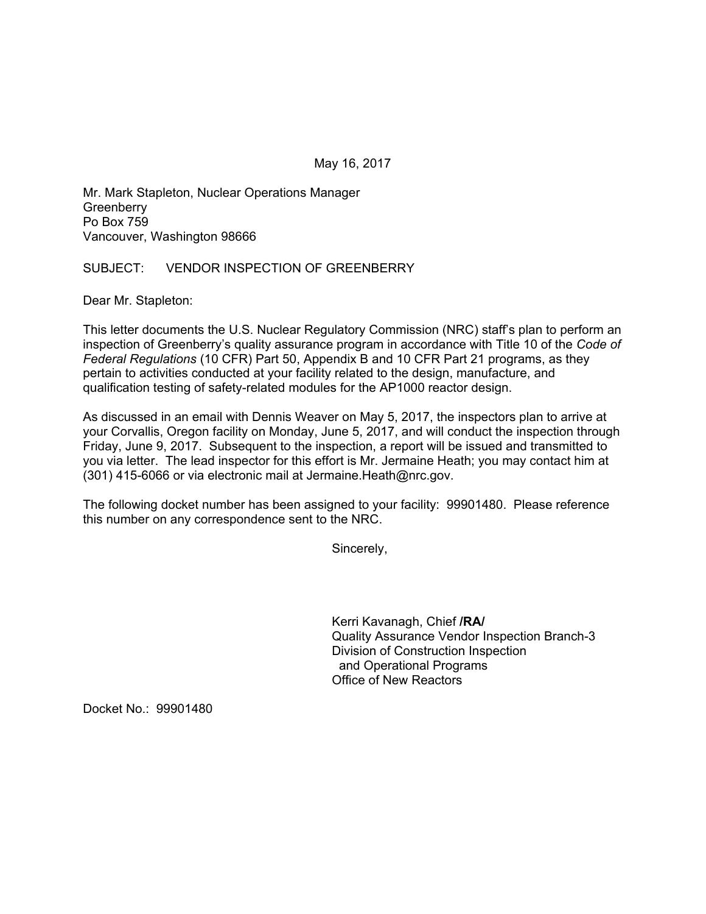May 16, 2017

Mr. Mark Stapleton, Nuclear Operations Manager
Greenberry
Po Box 759
Vancouver, Washington 98666

SUBJECT: VENDOR INSPECTION OF GREENBERRY

Dear Mr. Stapleton:

This letter documents the U.S. Nuclear Regulatory Commission (NRC) staff's plan to perform an inspection of Greenberry's quality assurance program in accordance with Title 10 of the *Code of Federal Regulations* (10 CFR) Part 50, Appendix B and 10 CFR Part 21 programs, as they pertain to activities conducted at your facility related to the design, manufacture, and qualification testing of safety-related modules for the AP1000 reactor design.

As discussed in an email with Dennis Weaver on May 5, 2017, the inspectors plan to arrive at your Corvallis, Oregon facility on Monday, June 5, 2017, and will conduct the inspection through Friday, June 9, 2017. Subsequent to the inspection, a report will be issued and transmitted to you via letter. The lead inspector for this effort is Mr. Jermaine Heath; you may contact him at (301) 415-6066 or via electronic mail at Jermaine.Heath@nrc.gov.

The following docket number has been assigned to your facility: 99901480. Please reference this number on any correspondence sent to the NRC.

Sincerely,

Kerri Kavanagh, Chief **/RA/**
Quality Assurance Vendor Inspection Branch-3
Division of Construction Inspection
and Operational Programs
Office of New Reactors

Docket No.: 99901480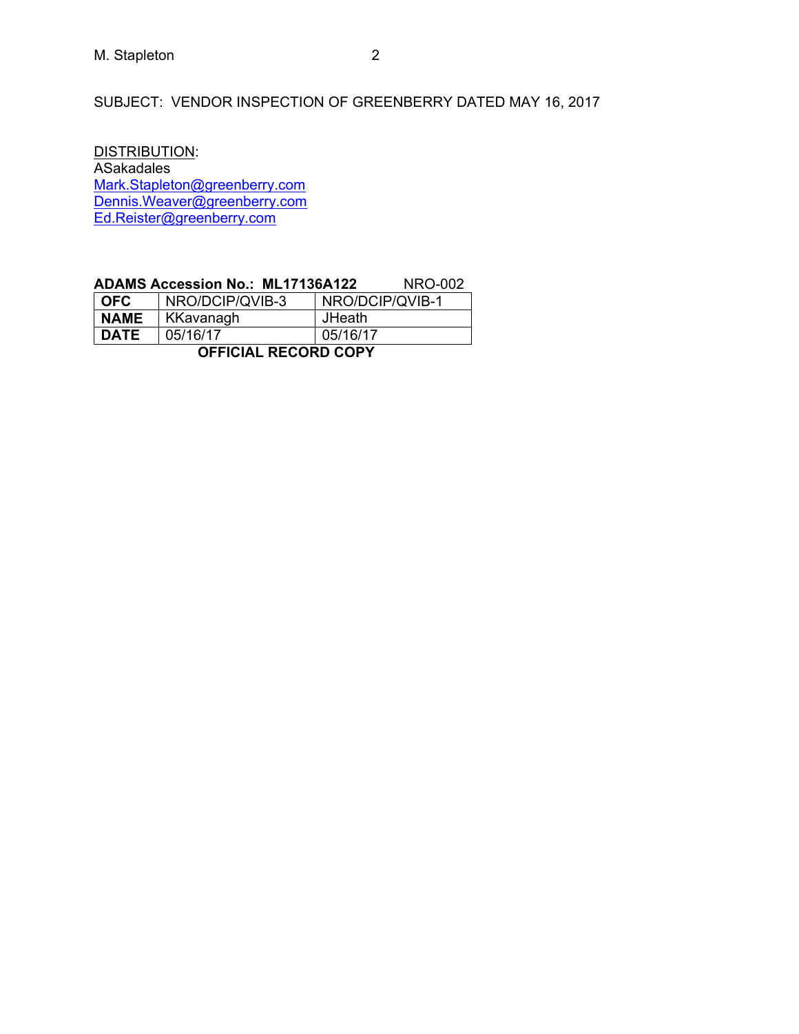SUBJECT: VENDOR INSPECTION OF GREENBERRY DATED MAY 16, 2017

DISTRIBUTION:
ASakadales
Mark.Stapleton@greenberry.com
Dennis.Weaver@greenberry.com
Ed.Reister@greenberry.com

**ADAMS Accession No.: ML17136A122** NRO-002

| | | |
|---|---|---|
| **OFC** | NRO/DCIP/QVIB-3 | NRO/DCIP/QVIB-1 |
| **NAME** | KKavanagh | JHeath |
| **DATE** | 05/16/17 | 05/16/17 |

**OFFICIAL RECORD COPY**